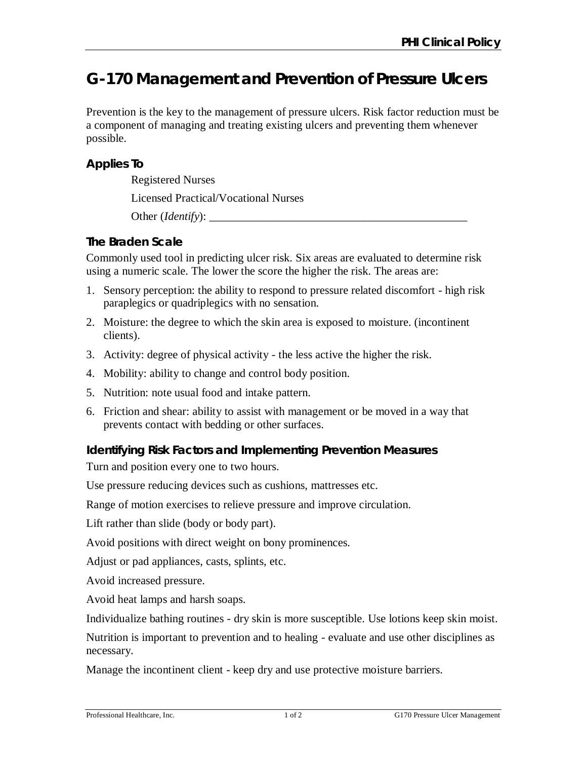# G-170 Management and Prevention of Pressure Ulcers

Prevention is the key to the management of pressure ulcers. Risk factor reduction must be a component of managing and treating existing ulcers and preventing them whenever possible.

## Applies To

Registered Nurses

Licensed Practical/Vocational Nurses

Other (*Identify*): ______________________________________________

## The Braden Scale

Commonly used tool in predicting ulcer risk. Six areas are evaluated to determine risk using a numeric scale. The lower the score the higher the risk. The areas are:

1. Sensory perception: the ability to respond to pressure related discomfort - high risk paraplegics or quadriplegics with no sensation.
2. Moisture: the degree to which the skin area is exposed to moisture. (incontinent clients).
3. Activity: degree of physical activity - the less active the higher the risk.
4. Mobility: ability to change and control body position.
5. Nutrition: note usual food and intake pattern.
6. Friction and shear: ability to assist with management or be moved in a way that prevents contact with bedding or other surfaces.

## Identifying Risk Factors and Implementing Prevention Measures

Turn and position every one to two hours.

Use pressure reducing devices such as cushions, mattresses etc.

Range of motion exercises to relieve pressure and improve circulation.

Lift rather than slide (body or body part).

Avoid positions with direct weight on bony prominences.

Adjust or pad appliances, casts, splints, etc.

Avoid increased pressure.

Avoid heat lamps and harsh soaps.

Individualize bathing routines - dry skin is more susceptible. Use lotions keep skin moist.

Nutrition is important to prevention and to healing - evaluate and use other disciplines as necessary.

Manage the incontinent client - keep dry and use protective moisture barriers.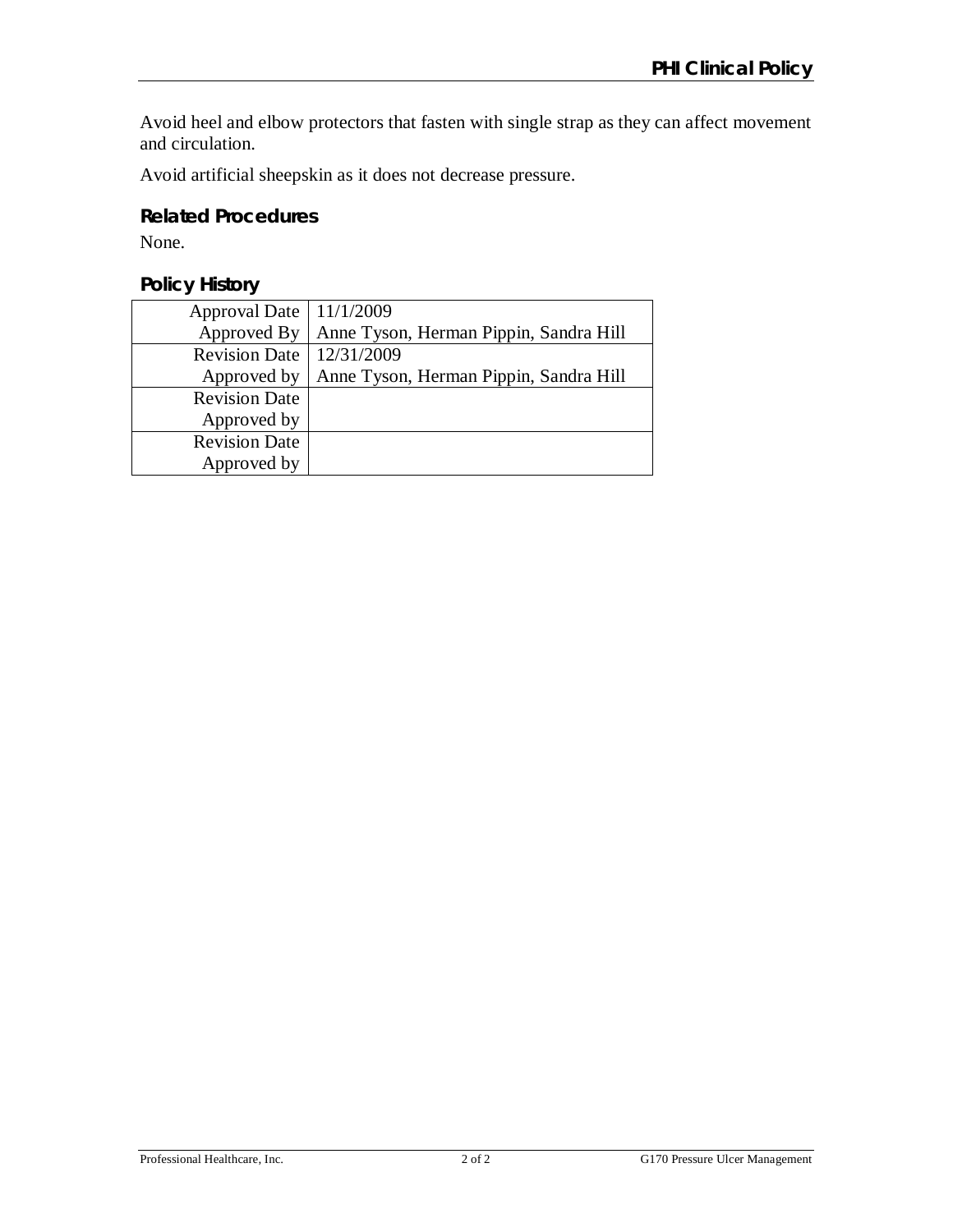Avoid heel and elbow protectors that fasten with single strap as they can affect movement and circulation.

Avoid artificial sheepskin as it does not decrease pressure.

### Related Procedures

None.

### Policy History

| | |
|---|---|
| Approval Date | 11/1/2009 |
| Approved By | Anne Tyson, Herman Pippin, Sandra Hill |
| Revision Date | 12/31/2009 |
| Approved by | Anne Tyson, Herman Pippin, Sandra Hill |
| Revision Date | |
| Approved by | |
| Revision Date | |
| Approved by | |